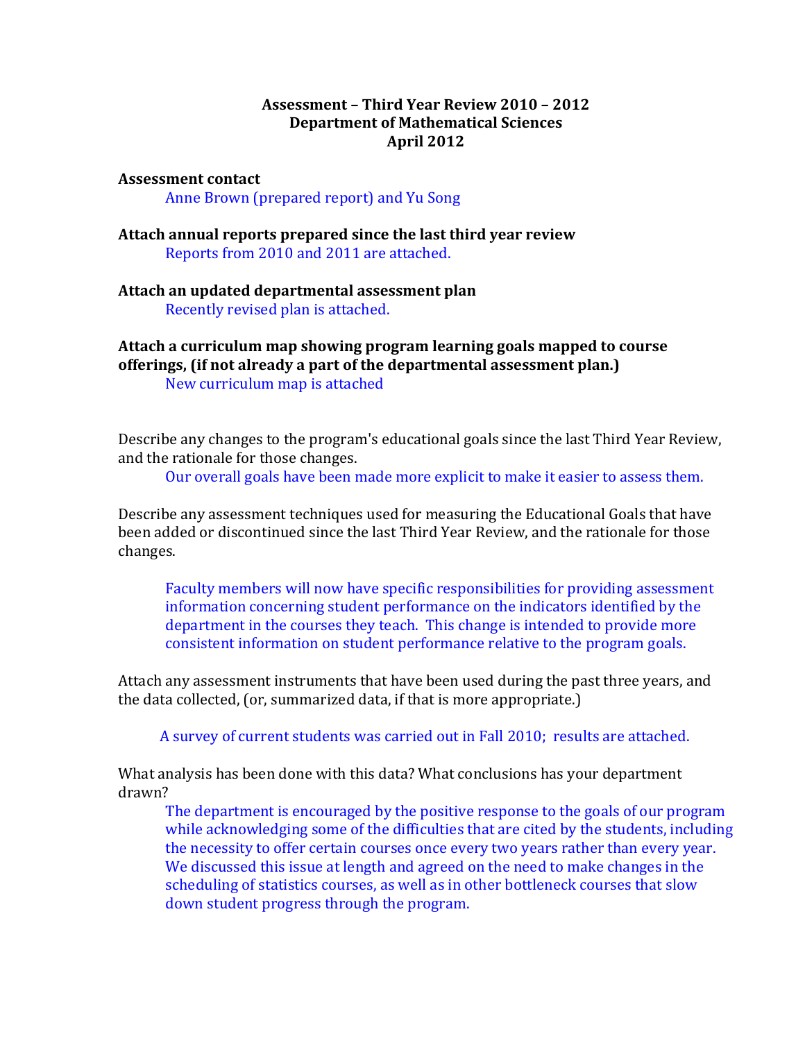**Assessment – Third Year Review 2010 – 2012**
**Department of Mathematical Sciences**
**April 2012**

**Assessment contact**

Anne Brown (prepared report) and Yu Song

**Attach annual reports prepared since the last third year review**

Reports from 2010 and 2011 are attached.

**Attach an updated departmental assessment plan**

Recently revised plan is attached.

**Attach a curriculum map showing program learning goals mapped to course offerings, (if not already a part of the departmental assessment plan.)**

New curriculum map is attached

Describe any changes to the program's educational goals since the last Third Year Review, and the rationale for those changes.

Our overall goals have been made more explicit to make it easier to assess them.

Describe any assessment techniques used for measuring the Educational Goals that have been added or discontinued since the last Third Year Review, and the rationale for those changes.

Faculty members will now have specific responsibilities for providing assessment information concerning student performance on the indicators identified by the department in the courses they teach. This change is intended to provide more consistent information on student performance relative to the program goals.

Attach any assessment instruments that have been used during the past three years, and the data collected, (or, summarized data, if that is more appropriate.)

A survey of current students was carried out in Fall 2010; results are attached.

What analysis has been done with this data? What conclusions has your department drawn?

The department is encouraged by the positive response to the goals of our program while acknowledging some of the difficulties that are cited by the students, including the necessity to offer certain courses once every two years rather than every year. We discussed this issue at length and agreed on the need to make changes in the scheduling of statistics courses, as well as in other bottleneck courses that slow down student progress through the program.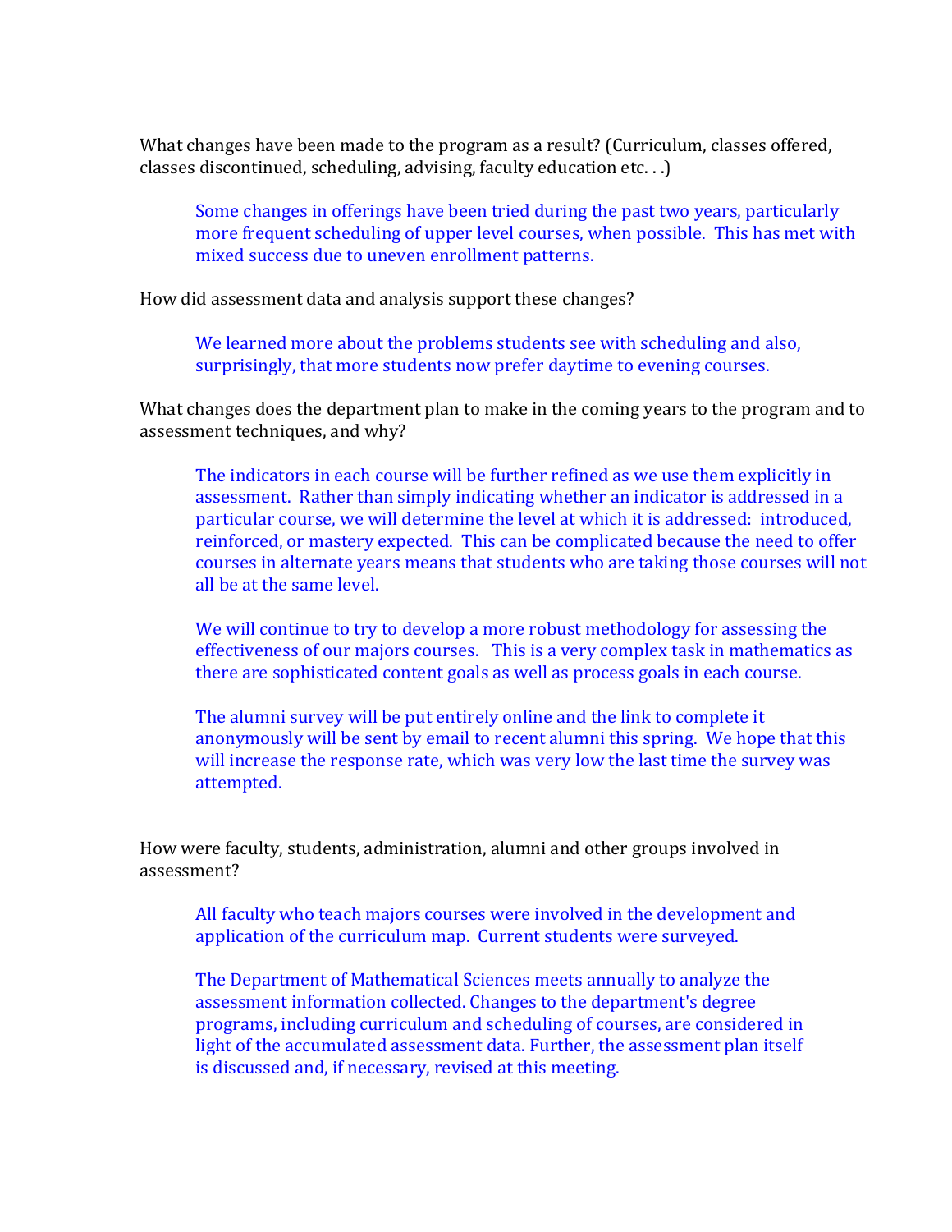What changes have been made to the program as a result? (Curriculum, classes offered, classes discontinued, scheduling, advising, faculty education etc. . .)

> Some changes in offerings have been tried during the past two years, particularly more frequent scheduling of upper level courses, when possible. This has met with mixed success due to uneven enrollment patterns.

How did assessment data and analysis support these changes?

> We learned more about the problems students see with scheduling and also, surprisingly, that more students now prefer daytime to evening courses.

What changes does the department plan to make in the coming years to the program and to assessment techniques, and why?

> The indicators in each course will be further refined as we use them explicitly in assessment. Rather than simply indicating whether an indicator is addressed in a particular course, we will determine the level at which it is addressed: introduced, reinforced, or mastery expected. This can be complicated because the need to offer courses in alternate years means that students who are taking those courses will not all be at the same level.
>
> We will continue to try to develop a more robust methodology for assessing the effectiveness of our majors courses. This is a very complex task in mathematics as there are sophisticated content goals as well as process goals in each course.
>
> The alumni survey will be put entirely online and the link to complete it anonymously will be sent by email to recent alumni this spring. We hope that this will increase the response rate, which was very low the last time the survey was attempted.

How were faculty, students, administration, alumni and other groups involved in assessment?

> All faculty who teach majors courses were involved in the development and application of the curriculum map. Current students were surveyed.
>
> The Department of Mathematical Sciences meets annually to analyze the assessment information collected. Changes to the department's degree programs, including curriculum and scheduling of courses, are considered in light of the accumulated assessment data. Further, the assessment plan itself is discussed and, if necessary, revised at this meeting.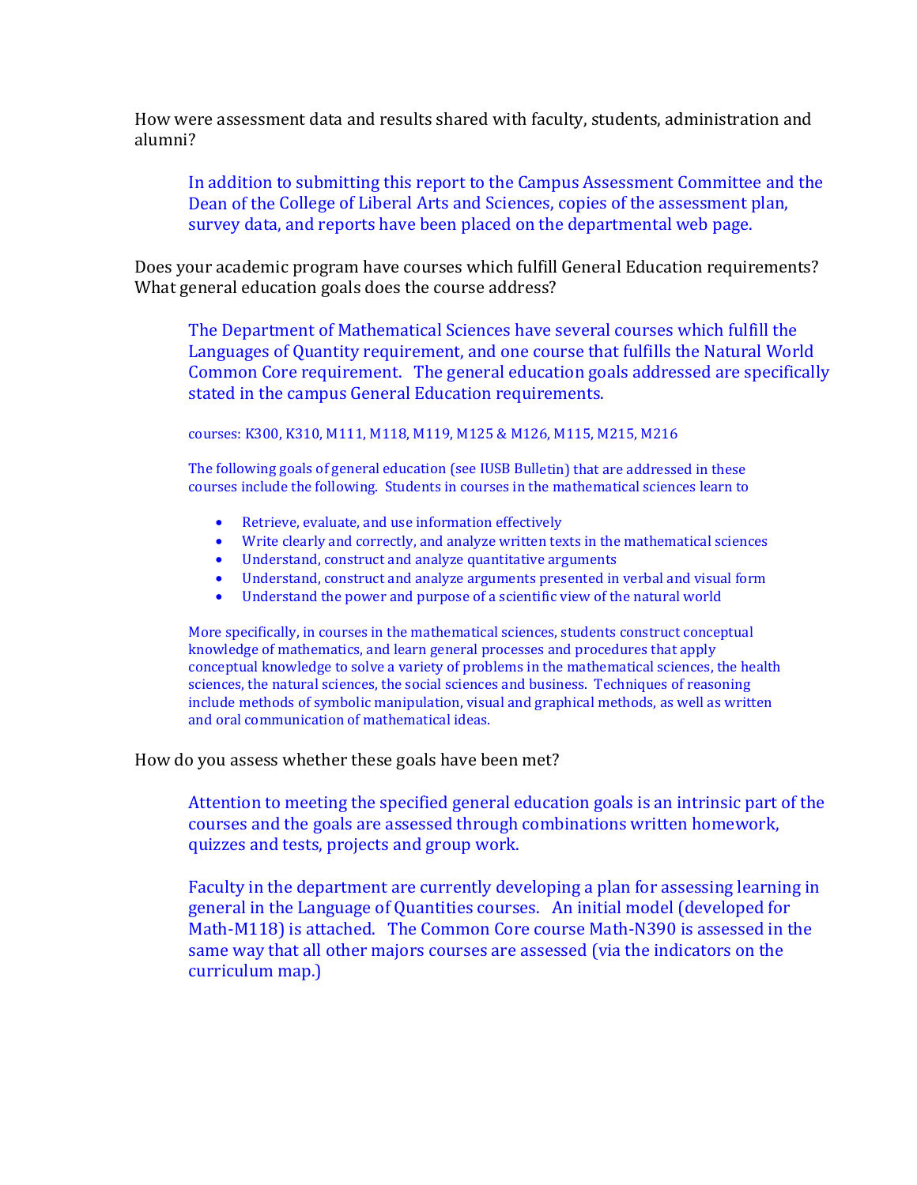How were assessment data and results shared with faculty, students, administration and alumni?

In addition to submitting this report to the Campus Assessment Committee and the Dean of the College of Liberal Arts and Sciences, copies of the assessment plan, survey data, and reports have been placed on the departmental web page.

Does your academic program have courses which fulfill General Education requirements? What general education goals does the course address?

The Department of Mathematical Sciences have several courses which fulfill the Languages of Quantity requirement, and one course that fulfills the Natural World Common Core requirement. The general education goals addressed are specifically stated in the campus General Education requirements.

courses: K300, K310, M111, M118, M119, M125 & M126, M115, M215, M216

The following goals of general education (see IUSB Bulletin) that are addressed in these courses include the following. Students in courses in the mathematical sciences learn to

- Retrieve, evaluate, and use information effectively
- Write clearly and correctly, and analyze written texts in the mathematical sciences
- Understand, construct and analyze quantitative arguments
- Understand, construct and analyze arguments presented in verbal and visual form
- Understand the power and purpose of a scientific view of the natural world

More specifically, in courses in the mathematical sciences, students construct conceptual knowledge of mathematics, and learn general processes and procedures that apply conceptual knowledge to solve a variety of problems in the mathematical sciences, the health sciences, the natural sciences, the social sciences and business. Techniques of reasoning include methods of symbolic manipulation, visual and graphical methods, as well as written and oral communication of mathematical ideas.

How do you assess whether these goals have been met?

Attention to meeting the specified general education goals is an intrinsic part of the courses and the goals are assessed through combinations written homework, quizzes and tests, projects and group work.

Faculty in the department are currently developing a plan for assessing learning in general in the Language of Quantities courses. An initial model (developed for Math-M118) is attached. The Common Core course Math-N390 is assessed in the same way that all other majors courses are assessed (via the indicators on the curriculum map.)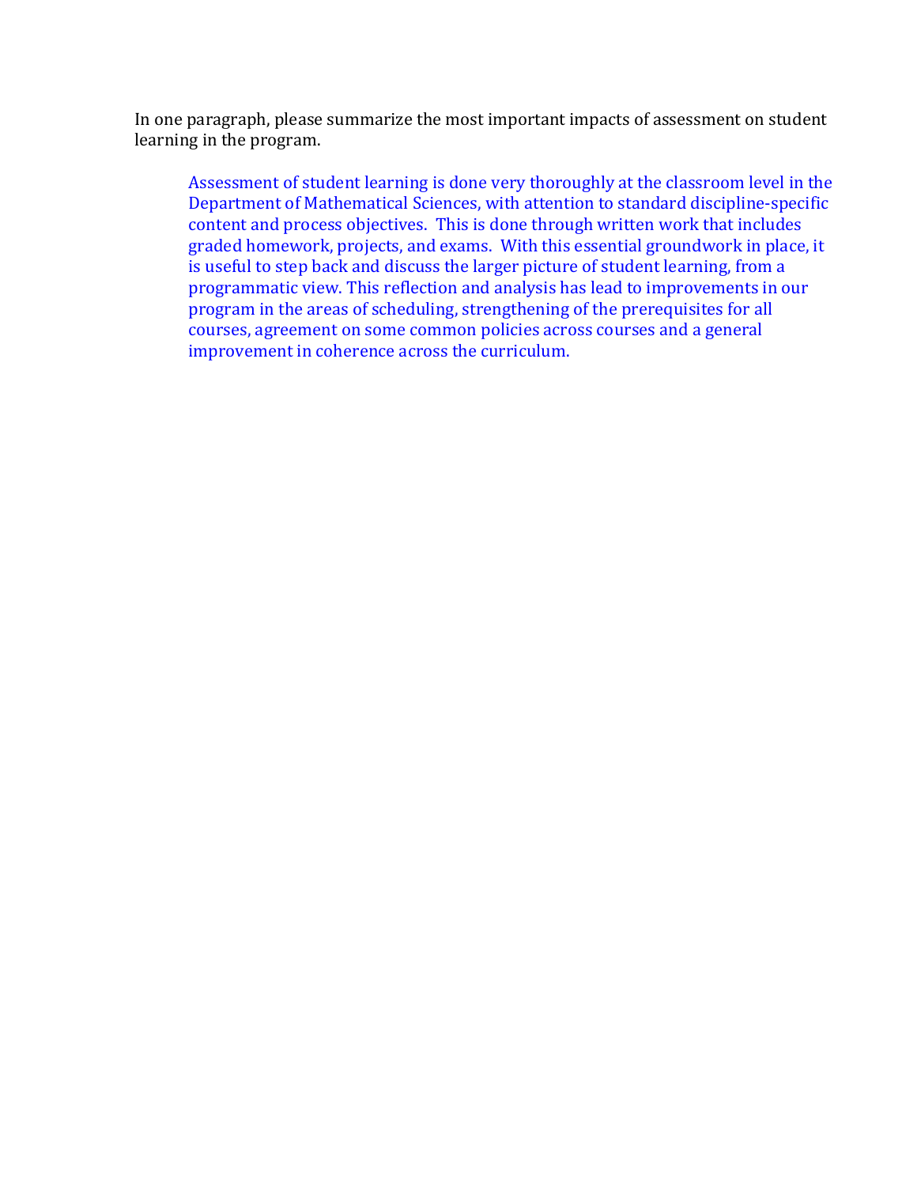In one paragraph, please summarize the most important impacts of assessment on student learning in the program.

> Assessment of student learning is done very thoroughly at the classroom level in the Department of Mathematical Sciences, with attention to standard discipline-specific content and process objectives. This is done through written work that includes graded homework, projects, and exams. With this essential groundwork in place, it is useful to step back and discuss the larger picture of student learning, from a programmatic view. This reflection and analysis has lead to improvements in our program in the areas of scheduling, strengthening of the prerequisites for all courses, agreement on some common policies across courses and a general improvement in coherence across the curriculum.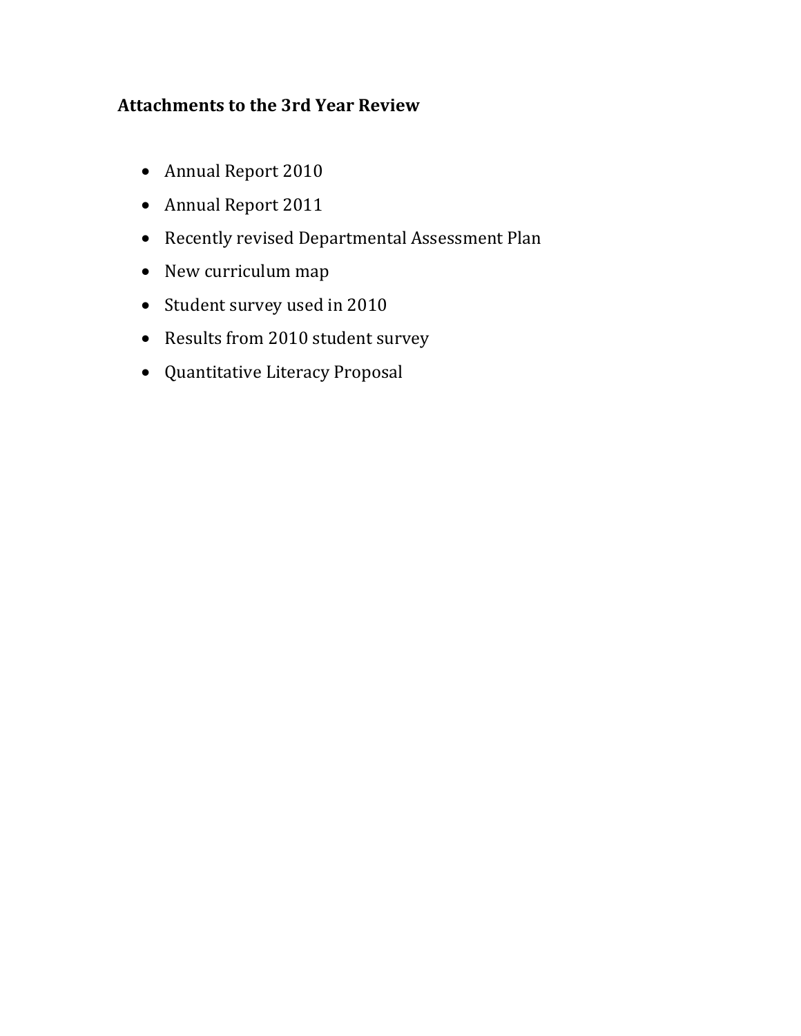**Attachments to the 3rd Year Review**

- Annual Report 2010
- Annual Report 2011
- Recently revised Departmental Assessment Plan
- New curriculum map
- Student survey used in 2010
- Results from 2010 student survey
- Quantitative Literacy Proposal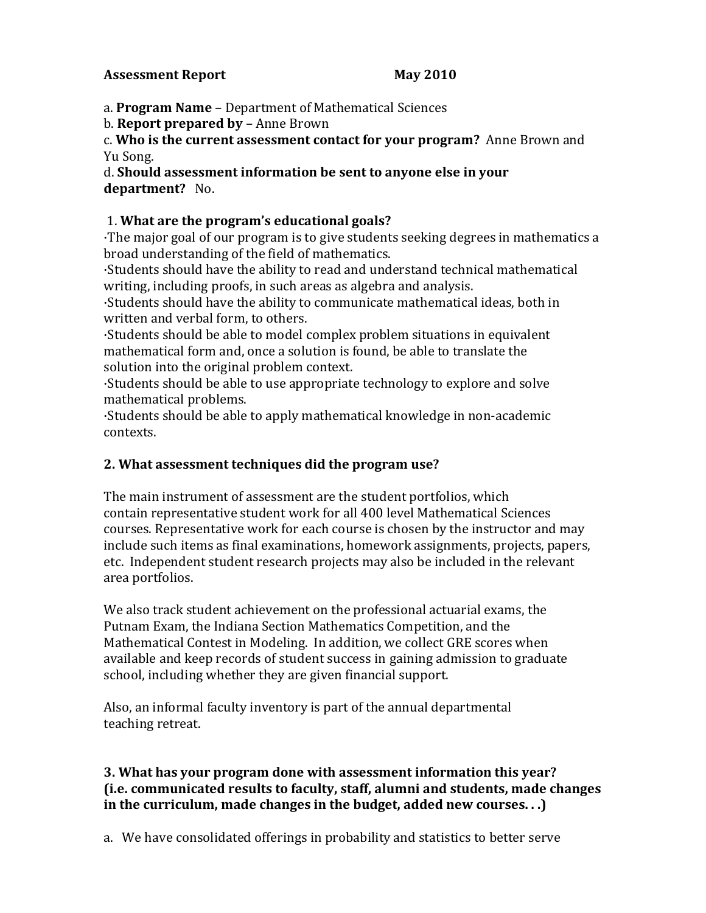**Assessment Report May 2010**

a. **Program Name** – Department of Mathematical Sciences
b. **Report prepared by** – Anne Brown
c. **Who is the current assessment contact for your program?** Anne Brown and Yu Song.
d. **Should assessment information be sent to anyone else in your department?** No.

1. **What are the program's educational goals?**

- The major goal of our program is to give students seeking degrees in mathematics a broad understanding of the field of mathematics.
- Students should have the ability to read and understand technical mathematical writing, including proofs, in such areas as algebra and analysis.
- Students should have the ability to communicate mathematical ideas, both in written and verbal form, to others.
- Students should be able to model complex problem situations in equivalent mathematical form and, once a solution is found, be able to translate the solution into the original problem context.
- Students should be able to use appropriate technology to explore and solve mathematical problems.
- Students should be able to apply mathematical knowledge in non-academic contexts.

**2. What assessment techniques did the program use?**

The main instrument of assessment are the student portfolios, which contain representative student work for all 400 level Mathematical Sciences courses. Representative work for each course is chosen by the instructor and may include such items as final examinations, homework assignments, projects, papers, etc. Independent student research projects may also be included in the relevant area portfolios.

We also track student achievement on the professional actuarial exams, the Putnam Exam, the Indiana Section Mathematics Competition, and the Mathematical Contest in Modeling. In addition, we collect GRE scores when available and keep records of student success in gaining admission to graduate school, including whether they are given financial support.

Also, an informal faculty inventory is part of the annual departmental teaching retreat.

**3. What has your program done with assessment information this year? (i.e. communicated results to faculty, staff, alumni and students, made changes in the curriculum, made changes in the budget, added new courses. . .)**

a. We have consolidated offerings in probability and statistics to better serve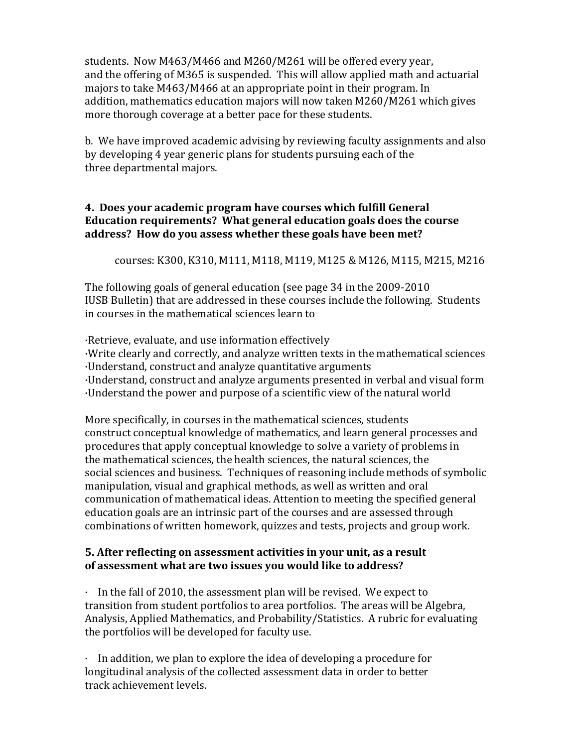students. Now M463/M466 and M260/M261 will be offered every year, and the offering of M365 is suspended. This will allow applied math and actuarial majors to take M463/M466 at an appropriate point in their program. In addition, mathematics education majors will now taken M260/M261 which gives more thorough coverage at a better pace for these students.

b. We have improved academic advising by reviewing faculty assignments and also by developing 4 year generic plans for students pursuing each of the three departmental majors.

**4. Does your academic program have courses which fulfill General Education requirements? What general education goals does the course address? How do you assess whether these goals have been met?**

courses: K300, K310, M111, M118, M119, M125 & M126, M115, M215, M216

The following goals of general education (see page 34 in the 2009-2010 IUSB Bulletin) that are addressed in these courses include the following. Students in courses in the mathematical sciences learn to

- Retrieve, evaluate, and use information effectively
- Write clearly and correctly, and analyze written texts in the mathematical sciences
- Understand, construct and analyze quantitative arguments
- Understand, construct and analyze arguments presented in verbal and visual form
- Understand the power and purpose of a scientific view of the natural world

More specifically, in courses in the mathematical sciences, students construct conceptual knowledge of mathematics, and learn general processes and procedures that apply conceptual knowledge to solve a variety of problems in the mathematical sciences, the health sciences, the natural sciences, the social sciences and business. Techniques of reasoning include methods of symbolic manipulation, visual and graphical methods, as well as written and oral communication of mathematical ideas. Attention to meeting the specified general education goals are an intrinsic part of the courses and are assessed through combinations of written homework, quizzes and tests, projects and group work.

**5. After reflecting on assessment activities in your unit, as a result of assessment what are two issues you would like to address?**

- In the fall of 2010, the assessment plan will be revised. We expect to transition from student portfolios to area portfolios. The areas will be Algebra, Analysis, Applied Mathematics, and Probability/Statistics. A rubric for evaluating the portfolios will be developed for faculty use.

- In addition, we plan to explore the idea of developing a procedure for longitudinal analysis of the collected assessment data in order to better track achievement levels.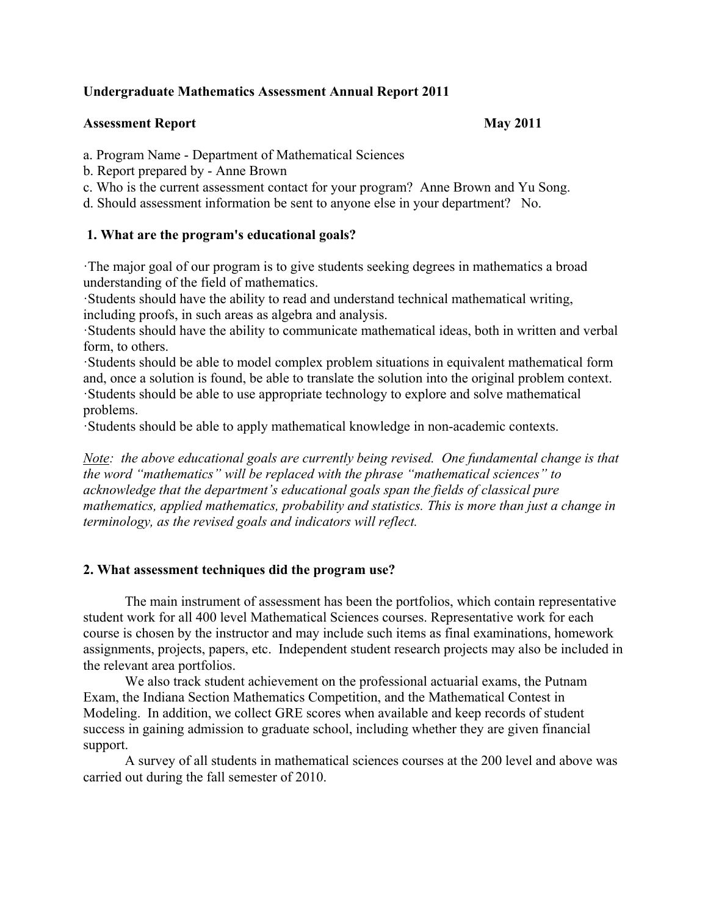**Undergraduate Mathematics Assessment Annual Report 2011**

**Assessment Report May 2011**

a. Program Name - Department of Mathematical Sciences
b. Report prepared by - Anne Brown
c. Who is the current assessment contact for your program? Anne Brown and Yu Song.
d. Should assessment information be sent to anyone else in your department? No.

**1. What are the program's educational goals?**

·The major goal of our program is to give students seeking degrees in mathematics a broad understanding of the field of mathematics.
·Students should have the ability to read and understand technical mathematical writing, including proofs, in such areas as algebra and analysis.
·Students should have the ability to communicate mathematical ideas, both in written and verbal form, to others.
·Students should be able to model complex problem situations in equivalent mathematical form and, once a solution is found, be able to translate the solution into the original problem context.
·Students should be able to use appropriate technology to explore and solve mathematical problems.
·Students should be able to apply mathematical knowledge in non-academic contexts.

*Note: the above educational goals are currently being revised. One fundamental change is that the word "mathematics" will be replaced with the phrase "mathematical sciences" to acknowledge that the department's educational goals span the fields of classical pure mathematics, applied mathematics, probability and statistics. This is more than just a change in terminology, as the revised goals and indicators will reflect.*

**2. What assessment techniques did the program use?**

The main instrument of assessment has been the portfolios, which contain representative student work for all 400 level Mathematical Sciences courses. Representative work for each course is chosen by the instructor and may include such items as final examinations, homework assignments, projects, papers, etc. Independent student research projects may also be included in the relevant area portfolios.

We also track student achievement on the professional actuarial exams, the Putnam Exam, the Indiana Section Mathematics Competition, and the Mathematical Contest in Modeling. In addition, we collect GRE scores when available and keep records of student success in gaining admission to graduate school, including whether they are given financial support.

A survey of all students in mathematical sciences courses at the 200 level and above was carried out during the fall semester of 2010.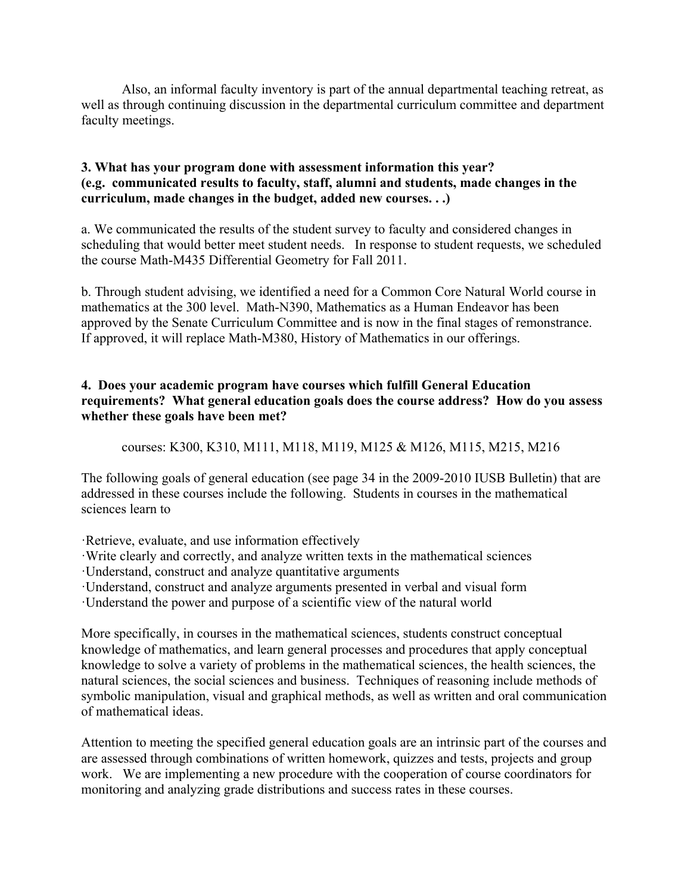Also, an informal faculty inventory is part of the annual departmental teaching retreat, as well as through continuing discussion in the departmental curriculum committee and department faculty meetings.

**3. What has your program done with assessment information this year?**
**(e.g. communicated results to faculty, staff, alumni and students, made changes in the curriculum, made changes in the budget, added new courses. . .)**

a. We communicated the results of the student survey to faculty and considered changes in scheduling that would better meet student needs. In response to student requests, we scheduled the course Math-M435 Differential Geometry for Fall 2011.

b. Through student advising, we identified a need for a Common Core Natural World course in mathematics at the 300 level. Math-N390, Mathematics as a Human Endeavor has been approved by the Senate Curriculum Committee and is now in the final stages of remonstrance. If approved, it will replace Math-M380, History of Mathematics in our offerings.

**4. Does your academic program have courses which fulfill General Education requirements? What general education goals does the course address? How do you assess whether these goals have been met?**

courses: K300, K310, M111, M118, M119, M125 & M126, M115, M215, M216

The following goals of general education (see page 34 in the 2009-2010 IUSB Bulletin) that are addressed in these courses include the following. Students in courses in the mathematical sciences learn to

- Retrieve, evaluate, and use information effectively
- Write clearly and correctly, and analyze written texts in the mathematical sciences
- Understand, construct and analyze quantitative arguments
- Understand, construct and analyze arguments presented in verbal and visual form
- Understand the power and purpose of a scientific view of the natural world

More specifically, in courses in the mathematical sciences, students construct conceptual knowledge of mathematics, and learn general processes and procedures that apply conceptual knowledge to solve a variety of problems in the mathematical sciences, the health sciences, the natural sciences, the social sciences and business. Techniques of reasoning include methods of symbolic manipulation, visual and graphical methods, as well as written and oral communication of mathematical ideas.

Attention to meeting the specified general education goals are an intrinsic part of the courses and are assessed through combinations of written homework, quizzes and tests, projects and group work. We are implementing a new procedure with the cooperation of course coordinators for monitoring and analyzing grade distributions and success rates in these courses.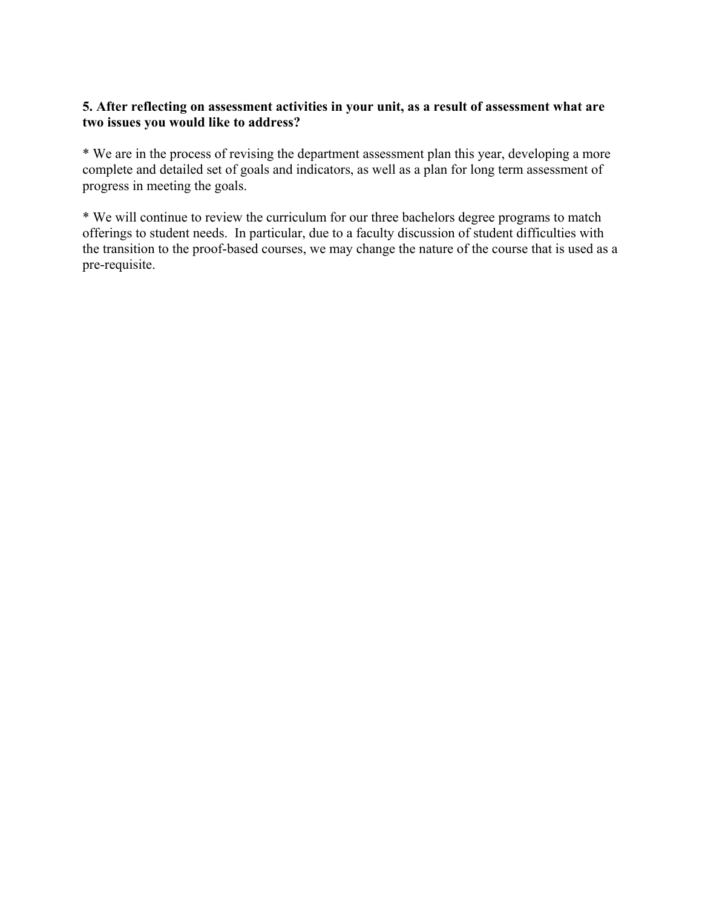**5. After reflecting on assessment activities in your unit, as a result of assessment what are two issues you would like to address?**

* We are in the process of revising the department assessment plan this year, developing a more complete and detailed set of goals and indicators, as well as a plan for long term assessment of progress in meeting the goals.

* We will continue to review the curriculum for our three bachelors degree programs to match offerings to student needs. In particular, due to a faculty discussion of student difficulties with the transition to the proof-based courses, we may change the nature of the course that is used as a pre-requisite.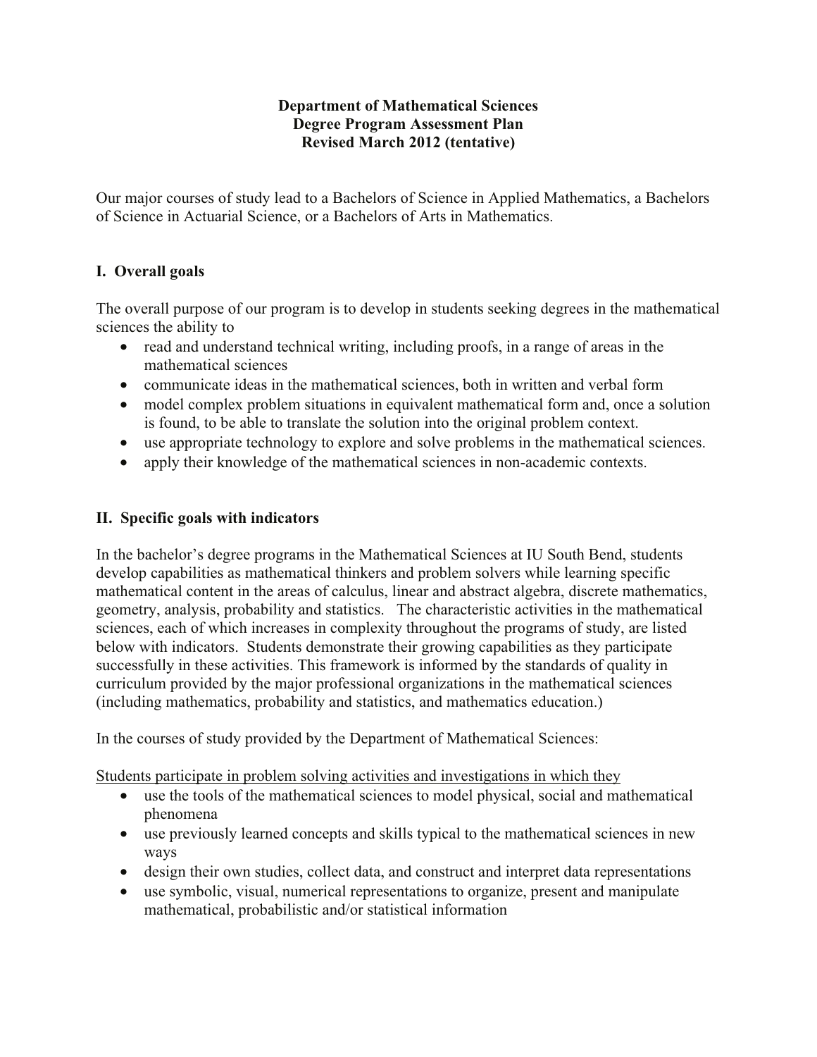**Department of Mathematical Sciences**
**Degree Program Assessment Plan**
**Revised March 2012 (tentative)**

Our major courses of study lead to a Bachelors of Science in Applied Mathematics, a Bachelors of Science in Actuarial Science, or a Bachelors of Arts in Mathematics.

## I. Overall goals

The overall purpose of our program is to develop in students seeking degrees in the mathematical sciences the ability to

- read and understand technical writing, including proofs, in a range of areas in the mathematical sciences
- communicate ideas in the mathematical sciences, both in written and verbal form
- model complex problem situations in equivalent mathematical form and, once a solution is found, to be able to translate the solution into the original problem context.
- use appropriate technology to explore and solve problems in the mathematical sciences.
- apply their knowledge of the mathematical sciences in non-academic contexts.

## II. Specific goals with indicators

In the bachelor's degree programs in the Mathematical Sciences at IU South Bend, students develop capabilities as mathematical thinkers and problem solvers while learning specific mathematical content in the areas of calculus, linear and abstract algebra, discrete mathematics, geometry, analysis, probability and statistics. The characteristic activities in the mathematical sciences, each of which increases in complexity throughout the programs of study, are listed below with indicators. Students demonstrate their growing capabilities as they participate successfully in these activities. This framework is informed by the standards of quality in curriculum provided by the major professional organizations in the mathematical sciences (including mathematics, probability and statistics, and mathematics education.)

In the courses of study provided by the Department of Mathematical Sciences:

<u>Students participate in problem solving activities and investigations in which they</u>

- use the tools of the mathematical sciences to model physical, social and mathematical phenomena
- use previously learned concepts and skills typical to the mathematical sciences in new ways
- design their own studies, collect data, and construct and interpret data representations
- use symbolic, visual, numerical representations to organize, present and manipulate mathematical, probabilistic and/or statistical information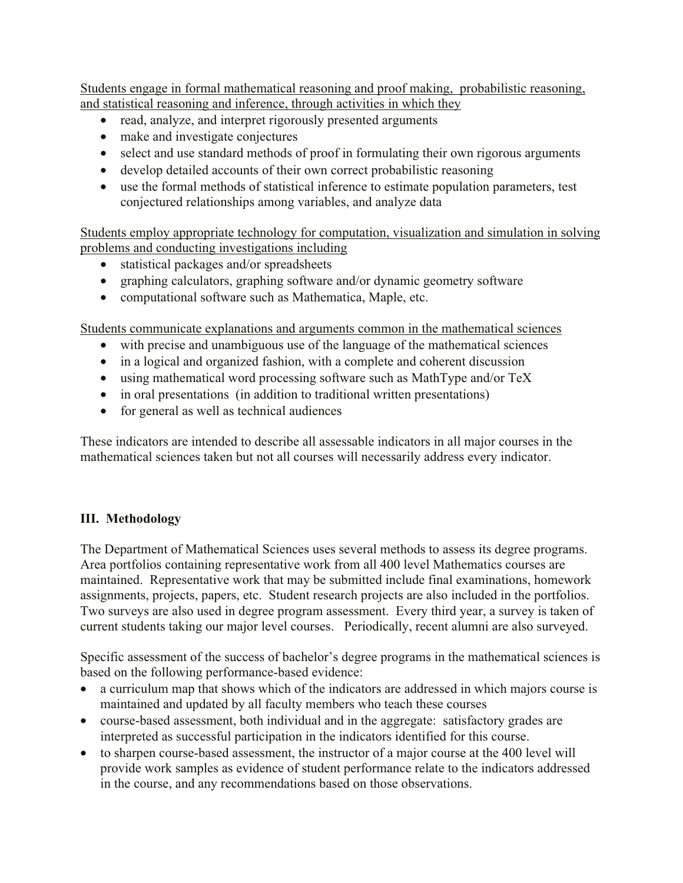<u>Students engage in formal mathematical reasoning and proof making, probabilistic reasoning, and statistical reasoning and inference, through activities in which they</u>

- read, analyze, and interpret rigorously presented arguments
- make and investigate conjectures
- select and use standard methods of proof in formulating their own rigorous arguments
- develop detailed accounts of their own correct probabilistic reasoning
- use the formal methods of statistical inference to estimate population parameters, test conjectured relationships among variables, and analyze data

<u>Students employ appropriate technology for computation, visualization and simulation in solving problems and conducting investigations including</u>

- statistical packages and/or spreadsheets
- graphing calculators, graphing software and/or dynamic geometry software
- computational software such as Mathematica, Maple, etc.

<u>Students communicate explanations and arguments common in the mathematical sciences</u>

- with precise and unambiguous use of the language of the mathematical sciences
- in a logical and organized fashion, with a complete and coherent discussion
- using mathematical word processing software such as MathType and/or TeX
- in oral presentations (in addition to traditional written presentations)
- for general as well as technical audiences

These indicators are intended to describe all assessable indicators in all major courses in the mathematical sciences taken but not all courses will necessarily address every indicator.

## III. Methodology

The Department of Mathematical Sciences uses several methods to assess its degree programs. Area portfolios containing representative work from all 400 level Mathematics courses are maintained. Representative work that may be submitted include final examinations, homework assignments, projects, papers, etc. Student research projects are also included in the portfolios. Two surveys are also used in degree program assessment. Every third year, a survey is taken of current students taking our major level courses. Periodically, recent alumni are also surveyed.

Specific assessment of the success of bachelor's degree programs in the mathematical sciences is based on the following performance-based evidence:

- a curriculum map that shows which of the indicators are addressed in which majors course is maintained and updated by all faculty members who teach these courses
- course-based assessment, both individual and in the aggregate: satisfactory grades are interpreted as successful participation in the indicators identified for this course.
- to sharpen course-based assessment, the instructor of a major course at the 400 level will provide work samples as evidence of student performance relate to the indicators addressed in the course, and any recommendations based on those observations.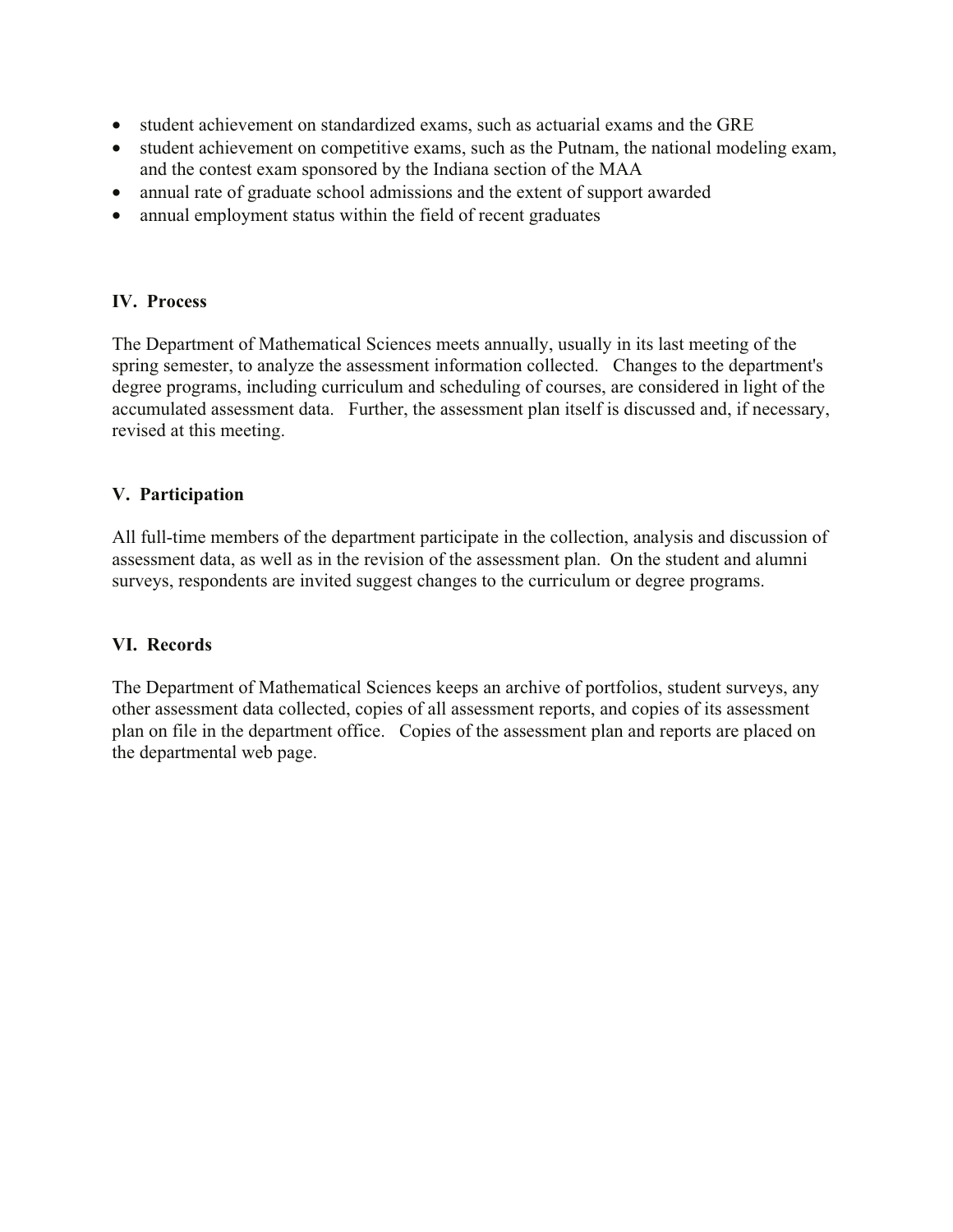- student achievement on standardized exams, such as actuarial exams and the GRE
- student achievement on competitive exams, such as the Putnam, the national modeling exam, and the contest exam sponsored by the Indiana section of the MAA
- annual rate of graduate school admissions and the extent of support awarded
- annual employment status within the field of recent graduates

## IV. Process

The Department of Mathematical Sciences meets annually, usually in its last meeting of the spring semester, to analyze the assessment information collected. Changes to the department's degree programs, including curriculum and scheduling of courses, are considered in light of the accumulated assessment data. Further, the assessment plan itself is discussed and, if necessary, revised at this meeting.

## V. Participation

All full-time members of the department participate in the collection, analysis and discussion of assessment data, as well as in the revision of the assessment plan. On the student and alumni surveys, respondents are invited suggest changes to the curriculum or degree programs.

## VI. Records

The Department of Mathematical Sciences keeps an archive of portfolios, student surveys, any other assessment data collected, copies of all assessment reports, and copies of its assessment plan on file in the department office. Copies of the assessment plan and reports are placed on the departmental web page.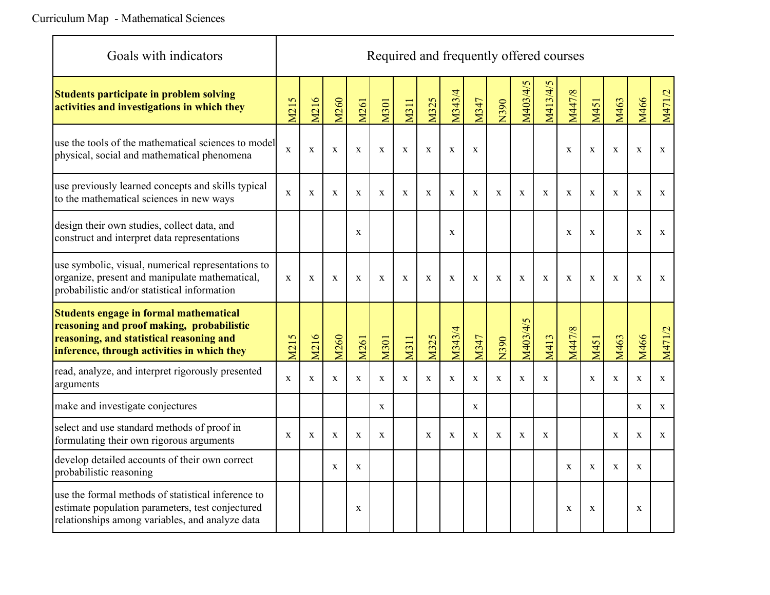Curriculum Map - Mathematical Sciences

| Goals with indicators | Required and frequently offered courses | | | | | | | | | | | | | | | | |
|---|---|---|---|---|---|---|---|---|---|---|---|---|---|---|---|---|---|
| **Students participate in problem solving activities and investigations in which they** | M215 | M216 | M260 | M261 | M301 | M311 | M325 | M343/4 | M347 | N390 | M403/4/5 | M413/4/5 | M447/8 | M451 | M463 | M466 | M471/2 |
| use the tools of the mathematical sciences to model physical, social and mathematical phenomena | x | x | x | x | x | x | x | x | x | | | | x | x | x | x | x |
| use previously learned concepts and skills typical to the mathematical sciences in new ways | x | x | x | x | x | x | x | x | x | x | x | x | x | x | x | x | x |
| design their own studies, collect data, and construct and interpret data representations | | | | x | | | | x | | | | | x | x | | x | x |
| use symbolic, visual, numerical representations to organize, present and manipulate mathematical, probabilistic and/or statistical information | x | x | x | x | x | x | x | x | x | x | x | x | x | x | x | x | x |
| **Students engage in formal mathematical reasoning and proof making, probabilistic reasoning, and statistical reasoning and inference, through activities in which they** | M215 | M216 | M260 | M261 | M301 | M311 | M325 | M343/4 | M347 | N390 | M403/4/5 | M413 | M447/8 | M451 | M463 | M466 | M471/2 |
| read, analyze, and interpret rigorously presented arguments | x | x | x | x | x | x | x | x | x | x | x | x | | x | x | x | x |
| make and investigate conjectures | | | | | x | | | | x | | | | | | | x | x |
| select and use standard methods of proof in formulating their own rigorous arguments | x | x | x | x | x | | x | x | x | x | x | x | | | x | x | x |
| develop detailed accounts of their own correct probabilistic reasoning | | | x | x | | | | | | | | | x | x | x | x | |
| use the formal methods of statistical inference to estimate population parameters, test conjectured relationships among variables, and analyze data | | | | x | | | | | | | | | x | x | | x | |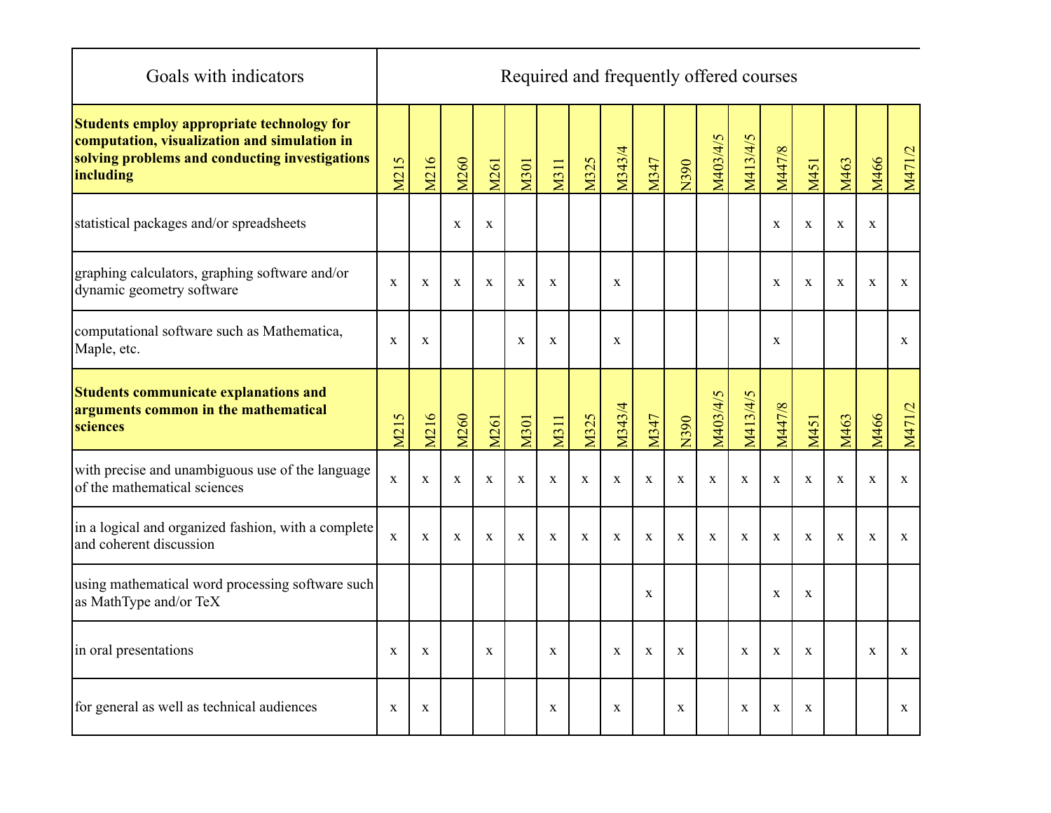| Goals with indicators | Required and frequently offered courses | | | | | | | | | | | | | | | | |
|---|---|---|---|---|---|---|---|---|---|---|---|---|---|---|---|---|---|
| **Students employ appropriate technology for computation, visualization and simulation in solving problems and conducting investigations including** | M215 | M216 | M260 | M261 | M301 | M311 | M325 | M343/4 | M347 | N390 | M403/4/5 | M413/4/5 | M447/8 | M451 | M463 | M466 | M471/2 |
| statistical packages and/or spreadsheets | | | x | x | | | | | | | | | x | x | x | x | |
| graphing calculators, graphing software and/or dynamic geometry software | x | x | x | x | x | x | | x | | | | | x | x | x | x | x |
| computational software such as Mathematica, Maple, etc. | x | x | | | x | x | | x | | | | | x | | | | x |
| **Students communicate explanations and arguments common in the mathematical sciences** | M215 | M216 | M260 | M261 | M301 | M311 | M325 | M343/4 | M347 | N390 | M403/4/5 | M413/4/5 | M447/8 | M451 | M463 | M466 | M471/2 |
| with precise and unambiguous use of the language of the mathematical sciences | x | x | x | x | x | x | x | x | x | x | x | x | x | x | x | x | x |
| in a logical and organized fashion, with a complete and coherent discussion | x | x | x | x | x | x | x | x | x | x | x | x | x | x | x | x | x |
| using mathematical word processing software such as MathType and/or TeX | | | | | | | | | x | | | | x | x | | | |
| in oral presentations | x | x | | x | | x | | x | x | x | | x | x | x | | x | x |
| for general as well as technical audiences | x | x | | | | x | | x | | x | | x | x | x | | | x |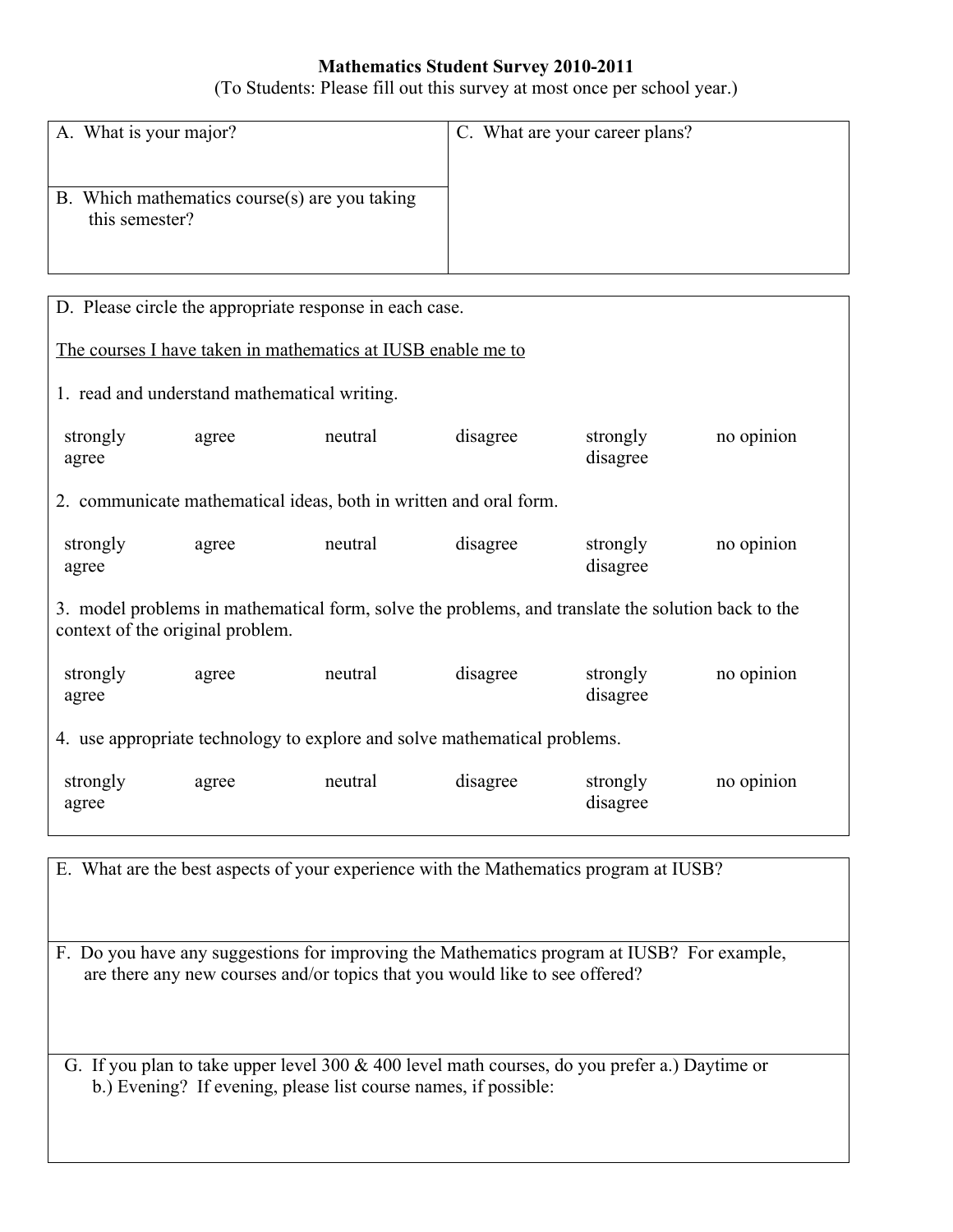**Mathematics Student Survey 2010-2011**

(To Students: Please fill out this survey at most once per school year.)

A. What is your major?

B. Which mathematics course(s) are you taking this semester?

C. What are your career plans?

D. Please circle the appropriate response in each case.

<u>The courses I have taken in mathematics at IUSB enable me to</u>

1. read and understand mathematical writing.

| strongly agree | agree | neutral | disagree | strongly disagree | no opinion |
|---|---|---|---|---|---|

2. communicate mathematical ideas, both in written and oral form.

| strongly agree | agree | neutral | disagree | strongly disagree | no opinion |
|---|---|---|---|---|---|

3. model problems in mathematical form, solve the problems, and translate the solution back to the context of the original problem.

| strongly agree | agree | neutral | disagree | strongly disagree | no opinion |
|---|---|---|---|---|---|

4. use appropriate technology to explore and solve mathematical problems.

| strongly agree | agree | neutral | disagree | strongly disagree | no opinion |
|---|---|---|---|---|---|

E. What are the best aspects of your experience with the Mathematics program at IUSB?

F. Do you have any suggestions for improving the Mathematics program at IUSB? For example, are there any new courses and/or topics that you would like to see offered?

G. If you plan to take upper level 300 & 400 level math courses, do you prefer a.) Daytime or b.) Evening? If evening, please list course names, if possible: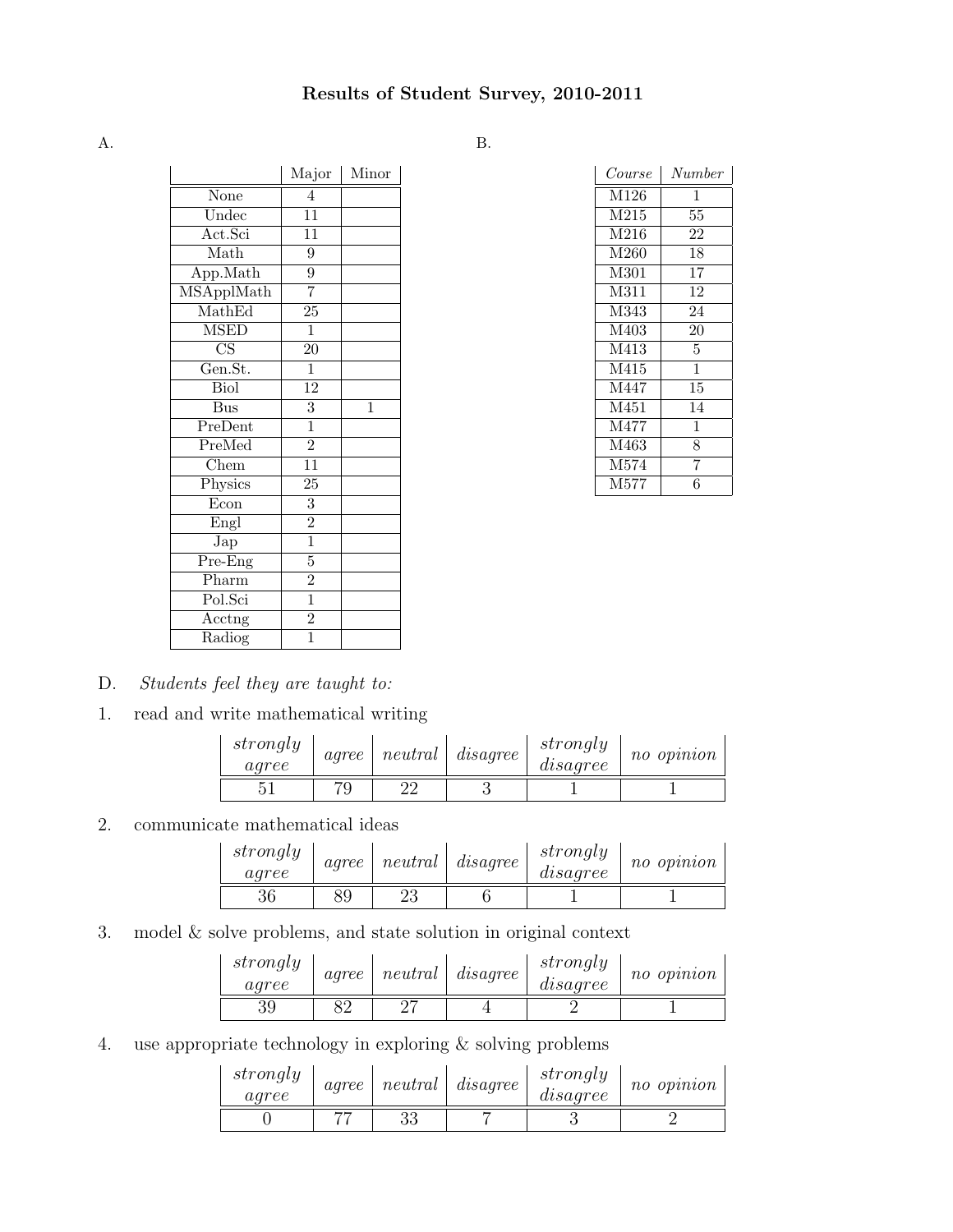# Results of Student Survey, 2010-2011

A.

| | Major | Minor |
|---|---|---|
| None | 4 | |
| Undec | 11 | |
| Act.Sci | 11 | |
| Math | 9 | |
| App.Math | 9 | |
| MSApplMath | 7 | |
| MathEd | 25 | |
| MSED | 1 | |
| CS | 20 | |
| Gen.St. | 1 | |
| Biol | 12 | |
| Bus | 3 | 1 |
| PreDent | 1 | |
| PreMed | 2 | |
| Chem | 11 | |
| Physics | 25 | |
| Econ | 3 | |
| Engl | 2 | |
| Jap | 1 | |
| Pre-Eng | 5 | |
| Pharm | 2 | |
| Pol.Sci | 1 | |
| Acctng | 2 | |
| Radiog | 1 | |

B.

| *Course* | *Number* |
|---|---|
| M126 | 1 |
| M215 | 55 |
| M216 | 22 |
| M260 | 18 |
| M301 | 17 |
| M311 | 12 |
| M343 | 24 |
| M403 | 20 |
| M413 | 5 |
| M415 | 1 |
| M447 | 15 |
| M451 | 14 |
| M477 | 1 |
| M463 | 8 |
| M574 | 7 |
| M577 | 6 |

D. *Students feel they are taught to:*

1. read and write mathematical writing

| *strongly agree* | *agree* | *neutral* | *disagree* | *strongly disagree* | *no opinion* |
|---|---|---|---|---|---|
| 51 | 79 | 22 | 3 | 1 | 1 |

2. communicate mathematical ideas

| *strongly agree* | *agree* | *neutral* | *disagree* | *strongly disagree* | *no opinion* |
|---|---|---|---|---|---|
| 36 | 89 | 23 | 6 | 1 | 1 |

3. model & solve problems, and state solution in original context

| *strongly agree* | *agree* | *neutral* | *disagree* | *strongly disagree* | *no opinion* |
|---|---|---|---|---|---|
| 39 | 82 | 27 | 4 | 2 | 1 |

4. use appropriate technology in exploring & solving problems

| *strongly agree* | *agree* | *neutral* | *disagree* | *strongly disagree* | *no opinion* |
|---|---|---|---|---|---|
| 0 | 77 | 33 | 7 | 3 | 2 |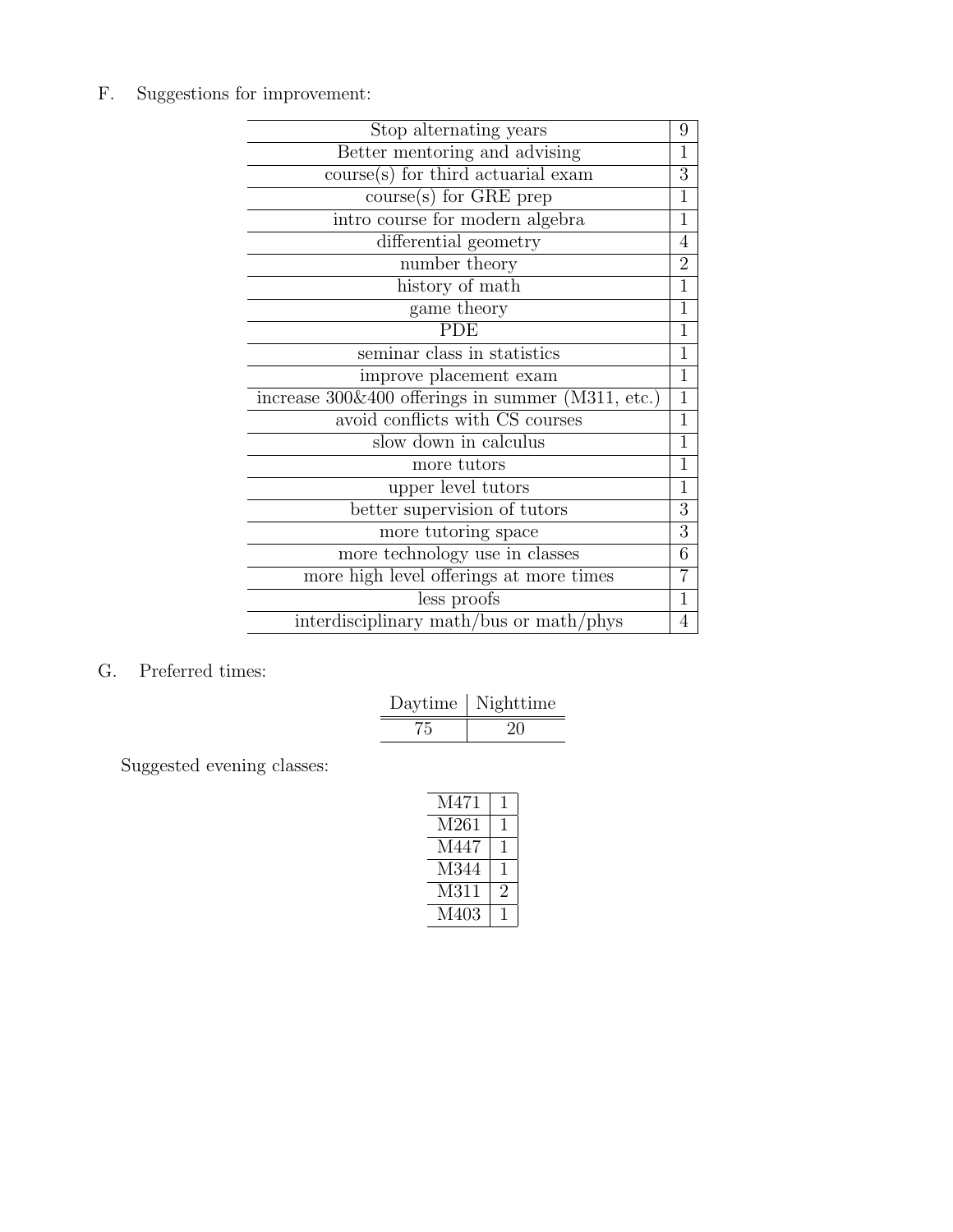F. Suggestions for improvement:

| Suggestion | Count |
|---|---|
| Stop alternating years | 9 |
| Better mentoring and advising | 1 |
| course(s) for third actuarial exam | 3 |
| course(s) for GRE prep | 1 |
| intro course for modern algebra | 1 |
| differential geometry | 4 |
| number theory | 2 |
| history of math | 1 |
| game theory | 1 |
| PDE | 1 |
| seminar class in statistics | 1 |
| improve placement exam | 1 |
| increase 300&400 offerings in summer (M311, etc.) | 1 |
| avoid conflicts with CS courses | 1 |
| slow down in calculus | 1 |
| more tutors | 1 |
| upper level tutors | 1 |
| better supervision of tutors | 3 |
| more tutoring space | 3 |
| more technology use in classes | 6 |
| more high level offerings at more times | 7 |
| less proofs | 1 |
| interdisciplinary math/bus or math/phys | 4 |

G. Preferred times:

| Daytime | Nighttime |
|---|---|
| 75 | 20 |

Suggested evening classes:

| Course | Count |
|---|---|
| M471 | 1 |
| M261 | 1 |
| M447 | 1 |
| M344 | 1 |
| M311 | 2 |
| M403 | 1 |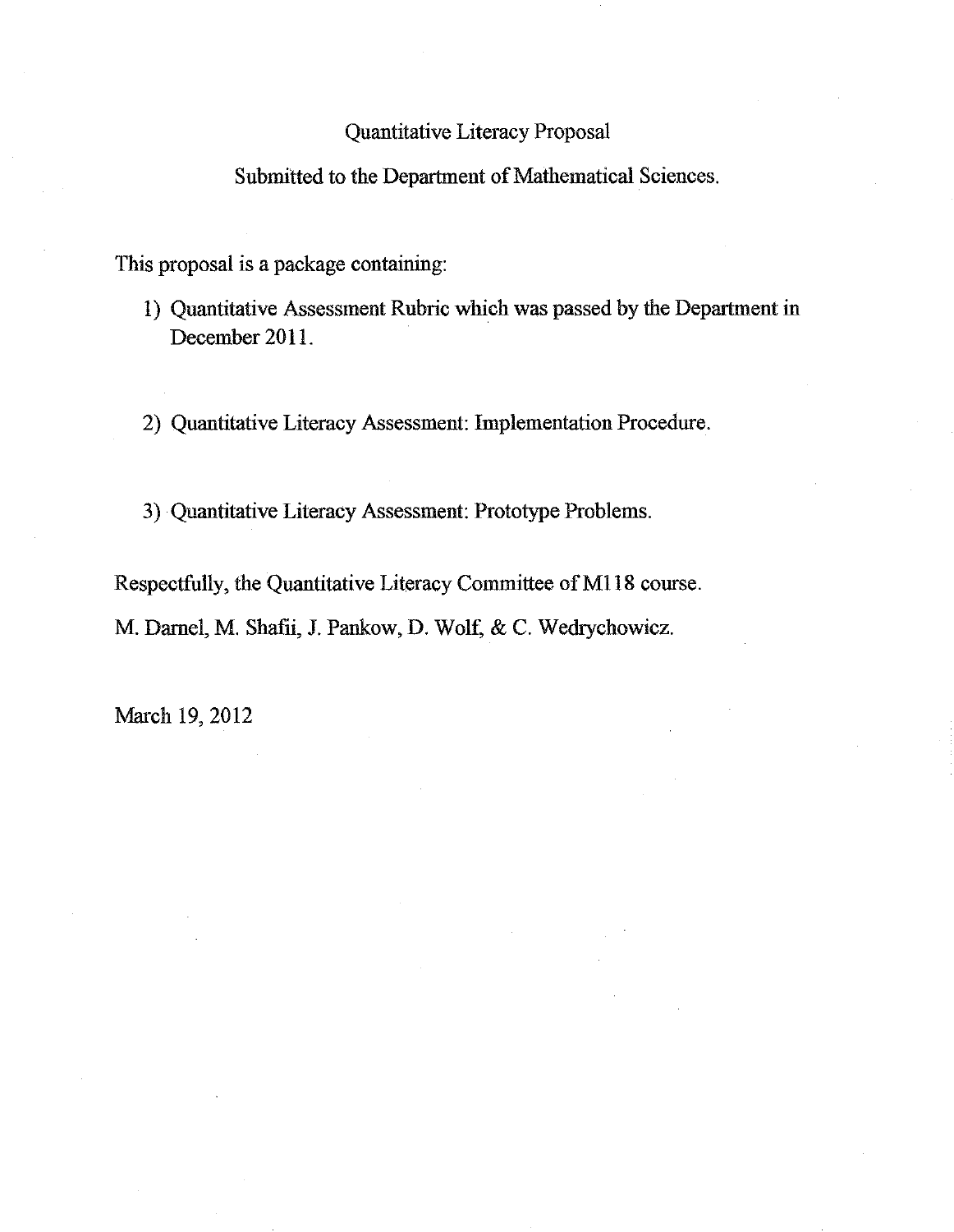Quantitative Literacy Proposal

Submitted to the Department of Mathematical Sciences.

This proposal is a package containing:

1) Quantitative Assessment Rubric which was passed by the Department in December 2011.

2) Quantitative Literacy Assessment: Implementation Procedure.

3) Quantitative Literacy Assessment: Prototype Problems.

Respectfully, the Quantitative Literacy Committee of M118 course.

M. Darnel, M. Shafii, J. Pankow, D. Wolf, & C. Wedrychowicz.

March 19, 2012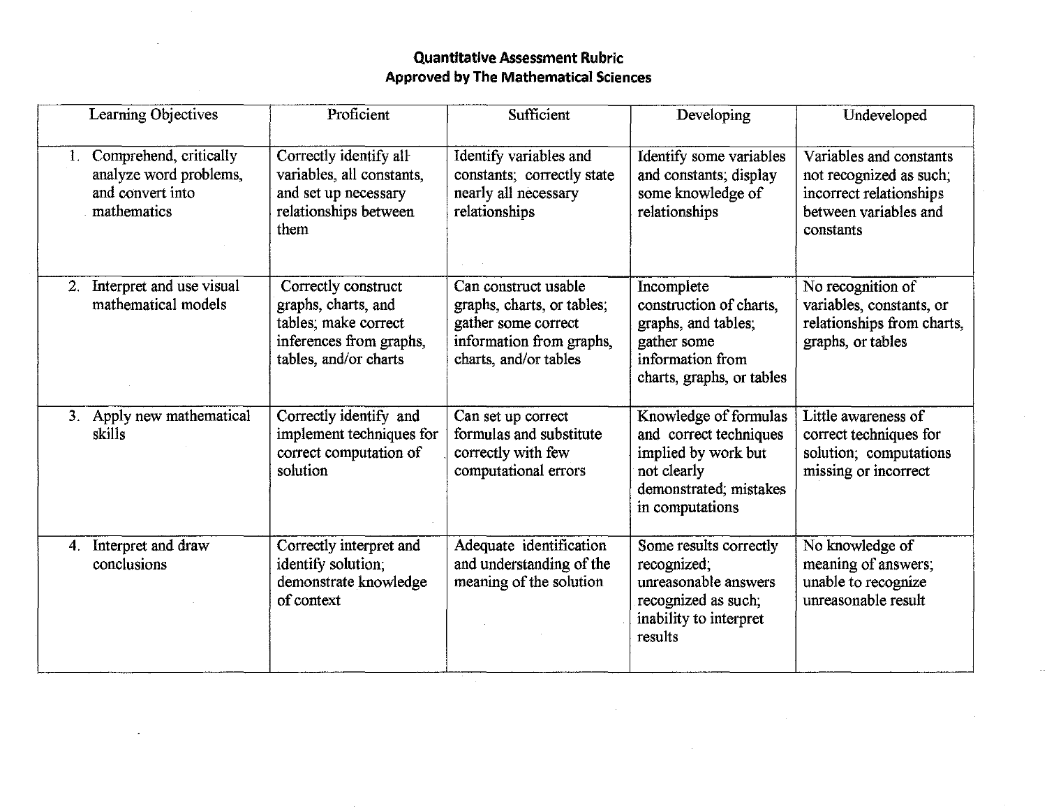# Quantitative Assessment Rubric
## Approved by The Mathematical Sciences

| Learning Objectives | Proficient | Sufficient | Developing | Undeveloped |
|---|---|---|---|---|
| 1. Comprehend, critically analyze word problems, and convert into mathematics | Correctly identify all variables, all constants, and set up necessary relationships between them | Identify variables and constants; correctly state nearly all necessary relationships | Identify some variables and constants; display some knowledge of relationships | Variables and constants not recognized as such; incorrect relationships between variables and constants |
| 2. Interpret and use visual mathematical models | Correctly construct graphs, charts, and tables; make correct inferences from graphs, tables, and/or charts | Can construct usable graphs, charts, or tables; gather some correct information from graphs, charts, and/or tables | Incomplete construction of charts, graphs, and tables; gather some information from charts, graphs, or tables | No recognition of variables, constants, or relationships from charts, graphs, or tables |
| 3. Apply new mathematical skills | Correctly identify and implement techniques for correct computation of solution | Can set up correct formulas and substitute correctly with few computational errors | Knowledge of formulas and correct techniques implied by work but not clearly demonstrated; mistakes in computations | Little awareness of correct techniques for solution; computations missing or incorrect |
| 4. Interpret and draw conclusions | Correctly interpret and identify solution; demonstrate knowledge of context | Adequate identification and understanding of the meaning of the solution | Some results correctly recognized; unreasonable answers recognized as such; inability to interpret results | No knowledge of meaning of answers; unable to recognize unreasonable result |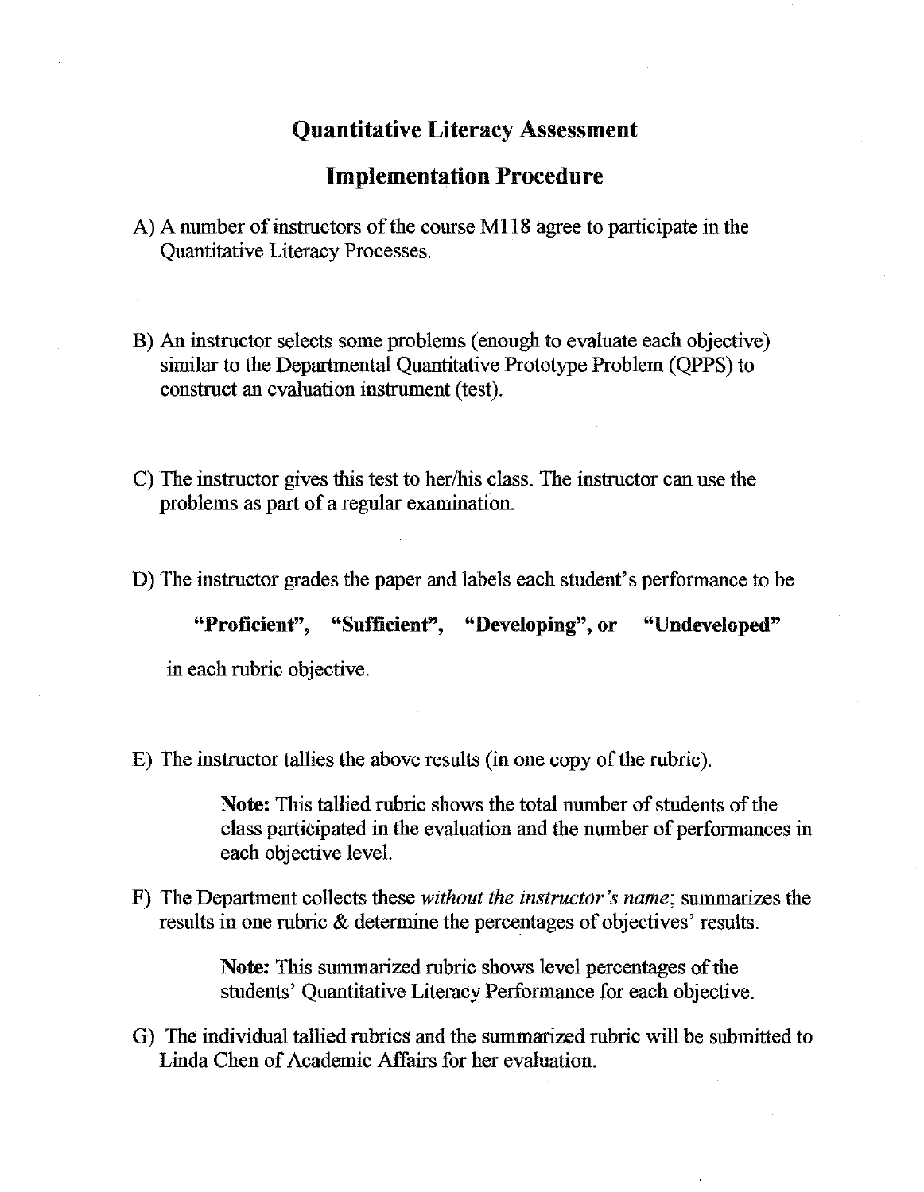# Quantitative Literacy Assessment

## Implementation Procedure

A) A number of instructors of the course M118 agree to participate in the Quantitative Literacy Processes.

B) An instructor selects some problems (enough to evaluate each objective) similar to the Departmental Quantitative Prototype Problem (QPPS) to construct an evaluation instrument (test).

C) The instructor gives this test to her/his class. The instructor can use the problems as part of a regular examination.

D) The instructor grades the paper and labels each student's performance to be

**"Proficient", "Sufficient", "Developing", or "Undeveloped"**

in each rubric objective.

E) The instructor tallies the above results (in one copy of the rubric).

> **Note:** This tallied rubric shows the total number of students of the class participated in the evaluation and the number of performances in each objective level.

F) The Department collects these *without the instructor's name*; summarizes the results in one rubric & determine the percentages of objectives' results.

> **Note:** This summarized rubric shows level percentages of the students' Quantitative Literacy Performance for each objective.

G) The individual tallied rubrics and the summarized rubric will be submitted to Linda Chen of Academic Affairs for her evaluation.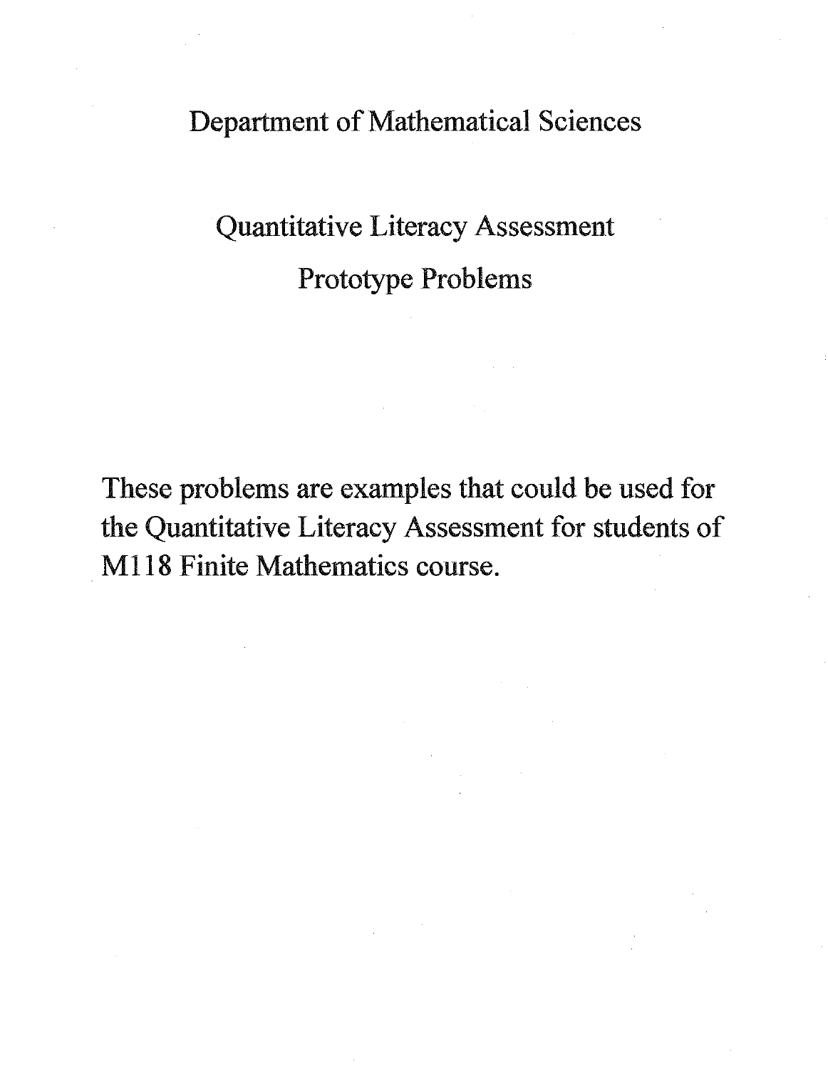# Department of Mathematical Sciences

## Quantitative Literacy Assessment

## Prototype Problems

These problems are examples that could be used for the Quantitative Literacy Assessment for students of M118 Finite Mathematics course.